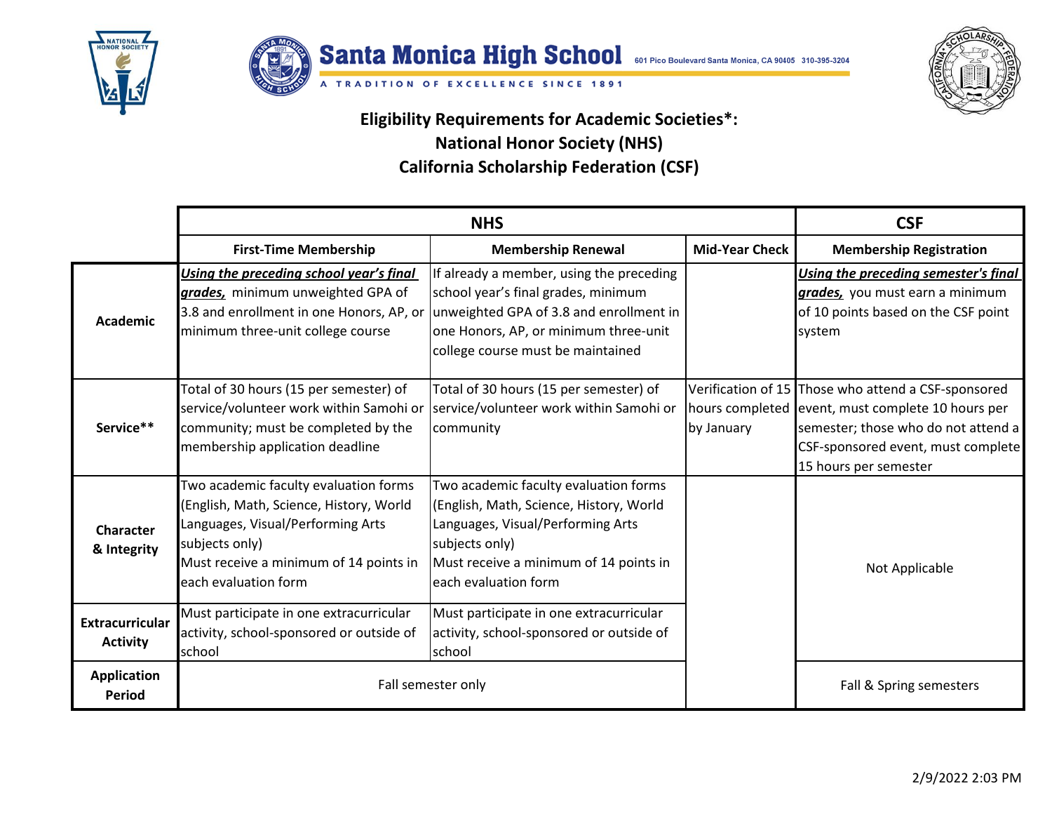# Santa Monica High School

601 Pico Boulevard Santa Monica, CA 90405 310-395-3204

A TRADITION OF EXCELLENCE SINCE 1891

## Eligibility Requirements for Academic Societies*:
## National Honor Society (NHS)
## California Scholarship Federation (CSF)

| | NHS | | | CSF |
|---|---|---|---|---|
| | **First-Time Membership** | **Membership Renewal** | **Mid-Year Check** | **Membership Registration** |
| **Academic** | ***Using the preceding school year's final grades,*** minimum unweighted GPA of 3.8 and enrollment in one Honors, AP, or minimum three-unit college course | If already a member, using the preceding school year's final grades, minimum unweighted GPA of 3.8 and enrollment in one Honors, AP, or minimum three-unit college course must be maintained | | ***Using the preceding semester's final grades,*** you must earn a minimum of 10 points based on the CSF point system |
| **Service**** | Total of 30 hours (15 per semester) of service/volunteer work within Samohi or community; must be completed by the membership application deadline | Total of 30 hours (15 per semester) of service/volunteer work within Samohi or community | Verification of 15 hours completed by January | Those who attend a CSF-sponsored event, must complete 10 hours per semester; those who do not attend a CSF-sponsored event, must complete 15 hours per semester |
| **Character & Integrity** | Two academic faculty evaluation forms (English, Math, Science, History, World Languages, Visual/Performing Arts subjects only) Must receive a minimum of 14 points in each evaluation form | Two academic faculty evaluation forms (English, Math, Science, History, World Languages, Visual/Performing Arts subjects only) Must receive a minimum of 14 points in each evaluation form | | Not Applicable |
| **Extracurricular Activity** | Must participate in one extracurricular activity, school-sponsored or outside of school | Must participate in one extracurricular activity, school-sponsored or outside of school | | |
| **Application Period** | Fall semester only | | | Fall & Spring semesters |

2/9/2022 2:03 PM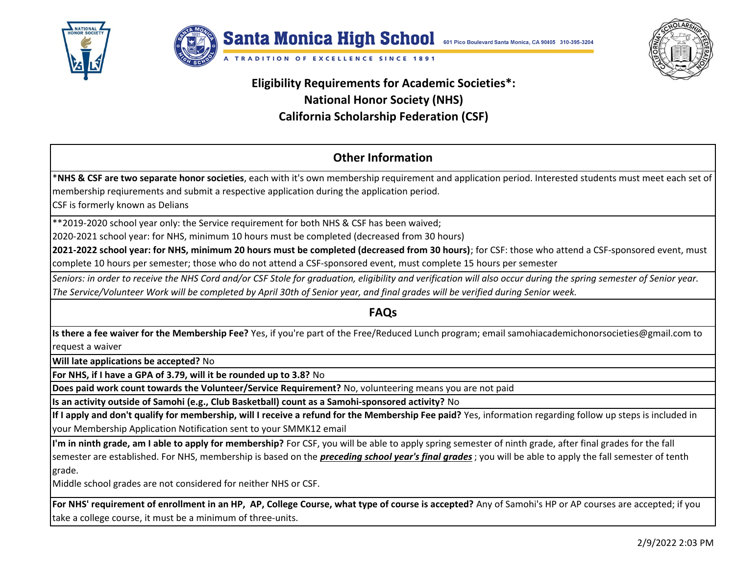**Santa Monica High School** 601 Pico Boulevard Santa Monica, CA 90405 310-395-3204

A TRADITION OF EXCELLENCE SINCE 1891

# Eligibility Requirements for Academic Societies*:
# National Honor Society (NHS)
# California Scholarship Federation (CSF)

## Other Information

***NHS & CSF are two separate honor societies**, each with it's own membership requirement and application period. Interested students must meet each set of membership reqiurements and submit a respective application during the application period.

CSF is formerly known as Delians

**2019-2020 school year only: the Service requirement for both NHS & CSF has been waived;

2020-2021 school year: for NHS, minimum 10 hours must be completed (decreased from 30 hours)

**2021-2022 school year: for NHS, minimum 20 hours must be completed (decreased from 30 hours)**; for CSF: those who attend a CSF-sponsored event, must complete 10 hours per semester; those who do not attend a CSF-sponsored event, must complete 15 hours per semester

*Seniors: in order to receive the NHS Cord and/or CSF Stole for graduation, eligibility and verification will also occur during the spring semester of Senior year. The Service/Volunteer Work will be completed by April 30th of Senior year, and final grades will be verified during Senior week.*

## FAQs

**Is there a fee waiver for the Membership Fee?** Yes, if you're part of the Free/Reduced Lunch program; email samohiacademichonorsocieties@gmail.com to request a waiver

**Will late applications be accepted?** No

**For NHS, if I have a GPA of 3.79, will it be rounded up to 3.8?** No

**Does paid work count towards the Volunteer/Service Requirement?** No, volunteering means you are not paid

**Is an activity outside of Samohi (e.g., Club Basketball) count as a Samohi-sponsored activity?** No

**If I apply and don't qualify for membership, will I receive a refund for the Membership Fee paid?** Yes, information regarding follow up steps is included in your Membership Application Notification sent to your SMMK12 email

**I'm in ninth grade, am I able to apply for membership?** For CSF, you will be able to apply spring semester of ninth grade, after final grades for the fall semester are established. For NHS, membership is based on the ***preceding school year's final grades***; you will be able to apply the fall semester of tenth grade.

Middle school grades are not considered for neither NHS or CSF.

**For NHS' requirement of enrollment in an HP, AP, College Course, what type of course is accepted?** Any of Samohi's HP or AP courses are accepted; if you take a college course, it must be a minimum of three-units.

2/9/2022 2:03 PM